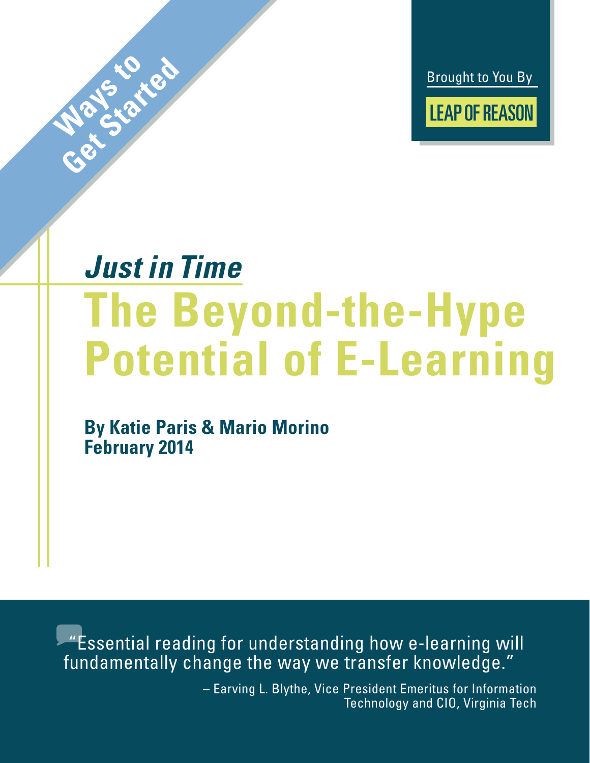Ways to Get Started

Brought to You By

LEAP OF REASON

*Just in Time*

# The Beyond-the-Hype Potential of E-Learning

**By Katie Paris & Mario Morino**
**February 2014**

"Essential reading for understanding how e-learning will fundamentally change the way we transfer knowledge."

– Earving L. Blythe, Vice President Emeritus for Information Technology and CIO, Virginia Tech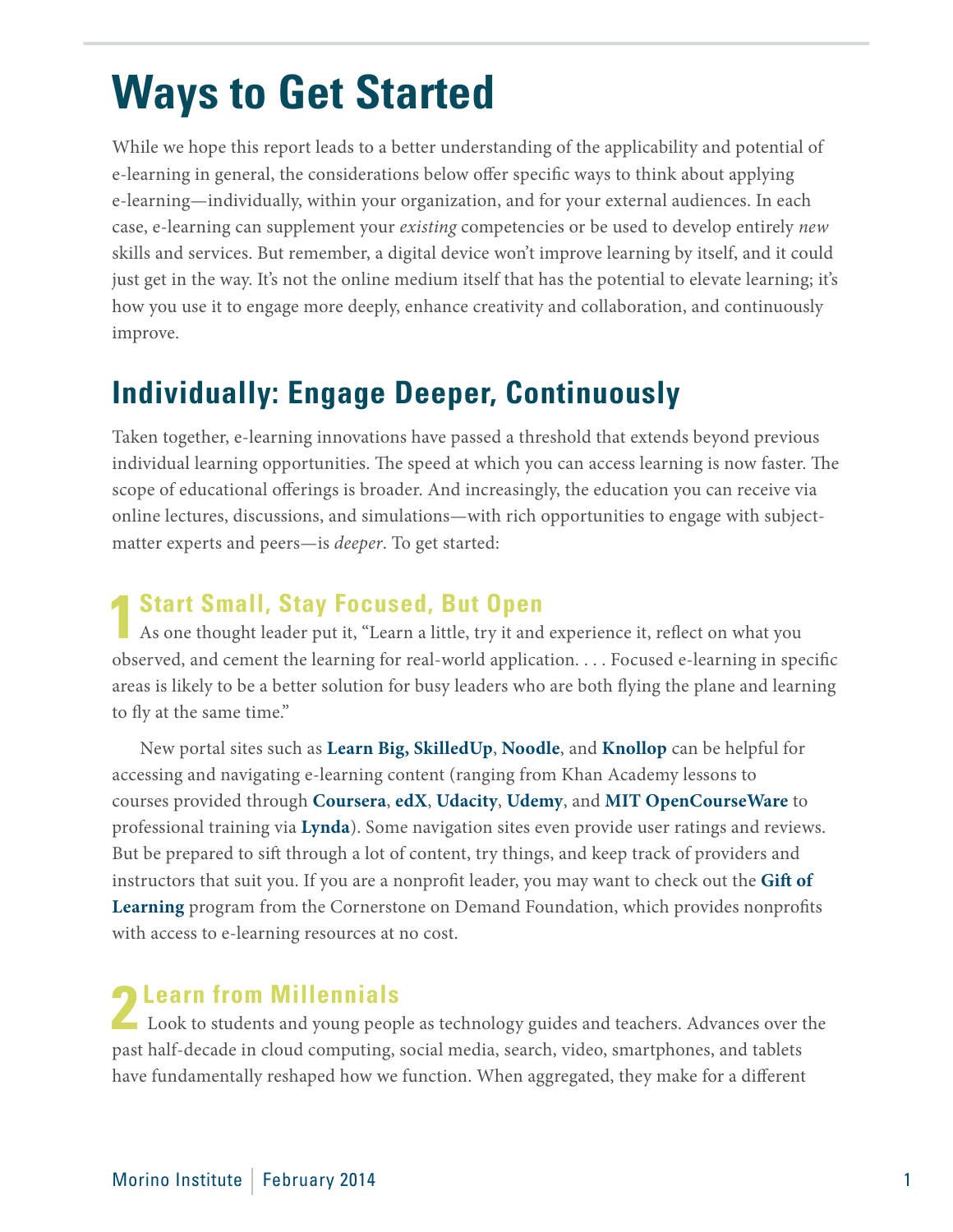# Ways to Get Started

While we hope this report leads to a better understanding of the applicability and potential of e-learning in general, the considerations below offer specific ways to think about applying e-learning—individually, within your organization, and for your external audiences. In each case, e-learning can supplement your *existing* competencies or be used to develop entirely *new* skills and services. But remember, a digital device won't improve learning by itself, and it could just get in the way. It's not the online medium itself that has the potential to elevate learning; it's how you use it to engage more deeply, enhance creativity and collaboration, and continuously improve.

## Individually: Engage Deeper, Continuously

Taken together, e-learning innovations have passed a threshold that extends beyond previous individual learning opportunities. The speed at which you can access learning is now faster. The scope of educational offerings is broader. And increasingly, the education you can receive via online lectures, discussions, and simulations—with rich opportunities to engage with subject-matter experts and peers—is *deeper*. To get started:

### 1 Start Small, Stay Focused, But Open

As one thought leader put it, "Learn a little, try it and experience it, reflect on what you observed, and cement the learning for real-world application. . . . Focused e-learning in specific areas is likely to be a better solution for busy leaders who are both flying the plane and learning to fly at the same time."

New portal sites such as **Learn Big, SkilledUp**, **Noodle**, and **Knollop** can be helpful for accessing and navigating e-learning content (ranging from Khan Academy lessons to courses provided through **Coursera**, **edX**, **Udacity**, **Udemy**, and **MIT OpenCourseWare** to professional training via **Lynda**). Some navigation sites even provide user ratings and reviews. But be prepared to sift through a lot of content, try things, and keep track of providers and instructors that suit you. If you are a nonprofit leader, you may want to check out the **Gift of Learning** program from the Cornerstone on Demand Foundation, which provides nonprofits with access to e-learning resources at no cost.

### 2 Learn from Millennials

Look to students and young people as technology guides and teachers. Advances over the past half-decade in cloud computing, social media, search, video, smartphones, and tablets have fundamentally reshaped how we function. When aggregated, they make for a different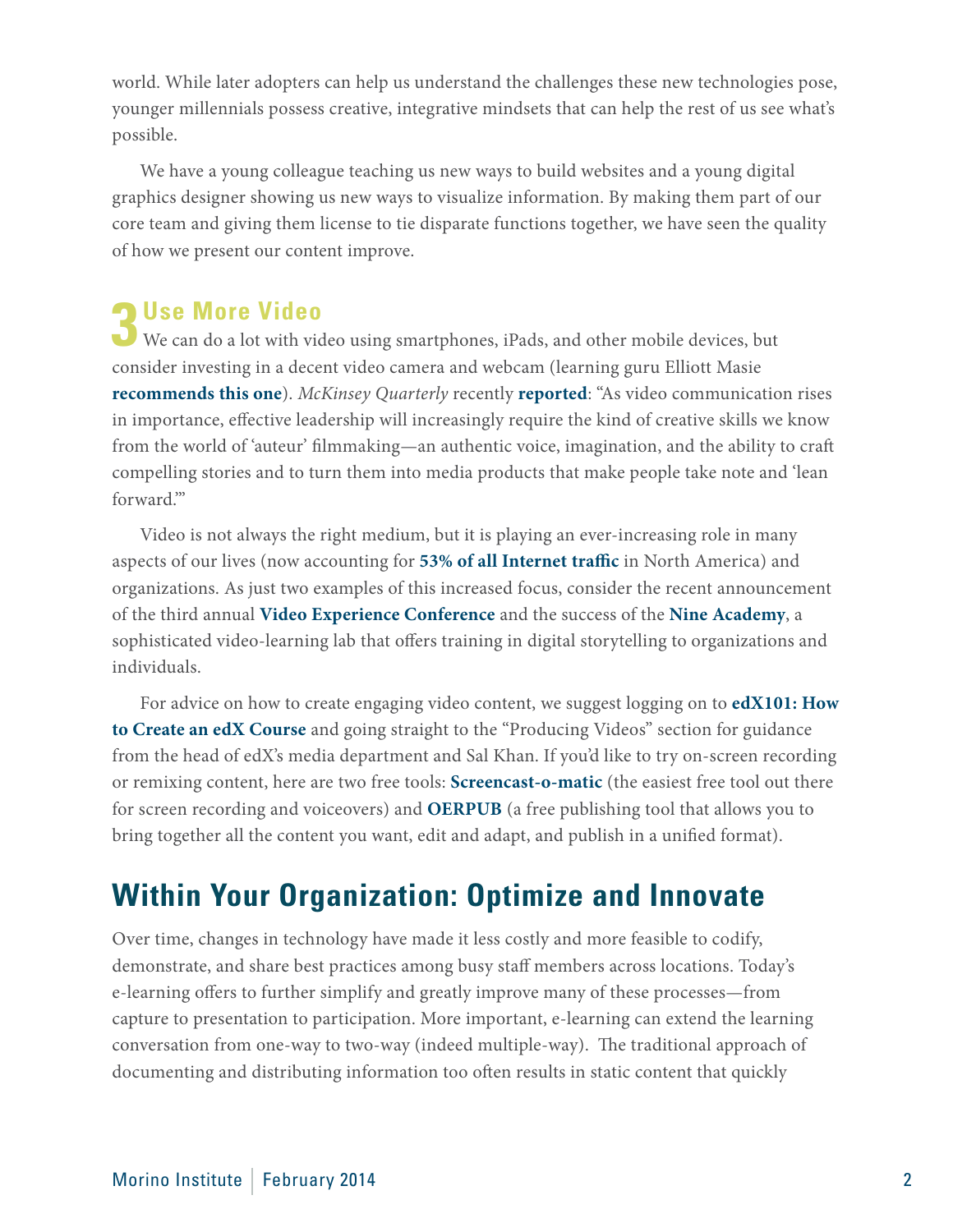world. While later adopters can help us understand the challenges these new technologies pose, younger millennials possess creative, integrative mindsets that can help the rest of us see what's possible.

We have a young colleague teaching us new ways to build websites and a young digital graphics designer showing us new ways to visualize information. By making them part of our core team and giving them license to tie disparate functions together, we have seen the quality of how we present our content improve.

### 3 Use More Video

We can do a lot with video using smartphones, iPads, and other mobile devices, but consider investing in a decent video camera and webcam (learning guru Elliott Masie **recommends this one**). *McKinsey Quarterly* recently **reported**: "As video communication rises in importance, effective leadership will increasingly require the kind of creative skills we know from the world of 'auteur' filmmaking—an authentic voice, imagination, and the ability to craft compelling stories and to turn them into media products that make people take note and 'lean forward.'"

Video is not always the right medium, but it is playing an ever-increasing role in many aspects of our lives (now accounting for **53% of all Internet traffic** in North America) and organizations. As just two examples of this increased focus, consider the recent announcement of the third annual **Video Experience Conference** and the success of the **Nine Academy**, a sophisticated video-learning lab that offers training in digital storytelling to organizations and individuals.

For advice on how to create engaging video content, we suggest logging on to **edX101: How to Create an edX Course** and going straight to the "Producing Videos" section for guidance from the head of edX's media department and Sal Khan. If you'd like to try on-screen recording or remixing content, here are two free tools: **Screencast-o-matic** (the easiest free tool out there for screen recording and voiceovers) and **OERPUB** (a free publishing tool that allows you to bring together all the content you want, edit and adapt, and publish in a unified format).

## Within Your Organization: Optimize and Innovate

Over time, changes in technology have made it less costly and more feasible to codify, demonstrate, and share best practices among busy staff members across locations. Today's e-learning offers to further simplify and greatly improve many of these processes—from capture to presentation to participation. More important, e-learning can extend the learning conversation from one-way to two-way (indeed multiple-way). The traditional approach of documenting and distributing information too often results in static content that quickly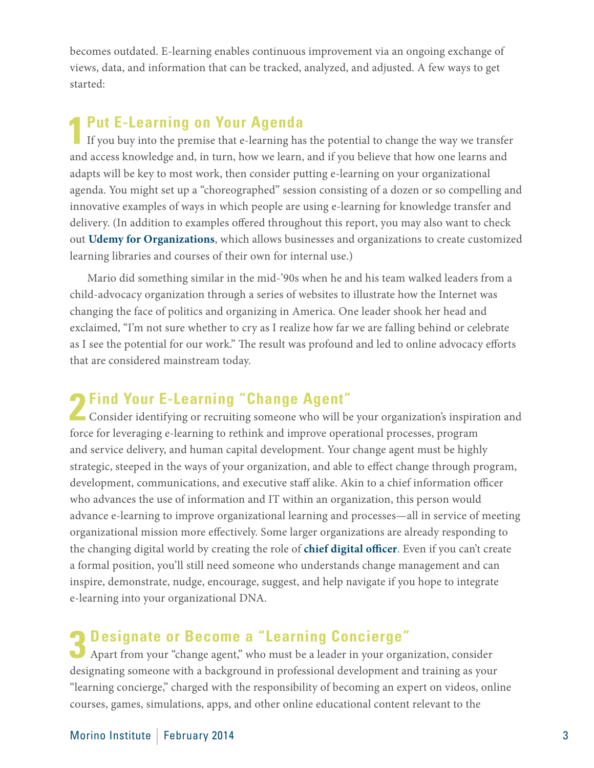becomes outdated. E-learning enables continuous improvement via an ongoing exchange of views, data, and information that can be tracked, analyzed, and adjusted. A few ways to get started:

## 1 Put E-Learning on Your Agenda

If you buy into the premise that e-learning has the potential to change the way we transfer and access knowledge and, in turn, how we learn, and if you believe that how one learns and adapts will be key to most work, then consider putting e-learning on your organizational agenda. You might set up a "choreographed" session consisting of a dozen or so compelling and innovative examples of ways in which people are using e-learning for knowledge transfer and delivery. (In addition to examples offered throughout this report, you may also want to check out **Udemy for Organizations**, which allows businesses and organizations to create customized learning libraries and courses of their own for internal use.)

Mario did something similar in the mid-'90s when he and his team walked leaders from a child-advocacy organization through a series of websites to illustrate how the Internet was changing the face of politics and organizing in America. One leader shook her head and exclaimed, "I'm not sure whether to cry as I realize how far we are falling behind or celebrate as I see the potential for our work." The result was profound and led to online advocacy efforts that are considered mainstream today.

## 2 Find Your E-Learning "Change Agent"

Consider identifying or recruiting someone who will be your organization's inspiration and force for leveraging e-learning to rethink and improve operational processes, program and service delivery, and human capital development. Your change agent must be highly strategic, steeped in the ways of your organization, and able to effect change through program, development, communications, and executive staff alike. Akin to a chief information officer who advances the use of information and IT within an organization, this person would advance e-learning to improve organizational learning and processes—all in service of meeting organizational mission more effectively. Some larger organizations are already responding to the changing digital world by creating the role of **chief digital officer**. Even if you can't create a formal position, you'll still need someone who understands change management and can inspire, demonstrate, nudge, encourage, suggest, and help navigate if you hope to integrate e-learning into your organizational DNA.

## 3 Designate or Become a "Learning Concierge"

Apart from your "change agent," who must be a leader in your organization, consider designating someone with a background in professional development and training as your "learning concierge," charged with the responsibility of becoming an expert on videos, online courses, games, simulations, apps, and other online educational content relevant to the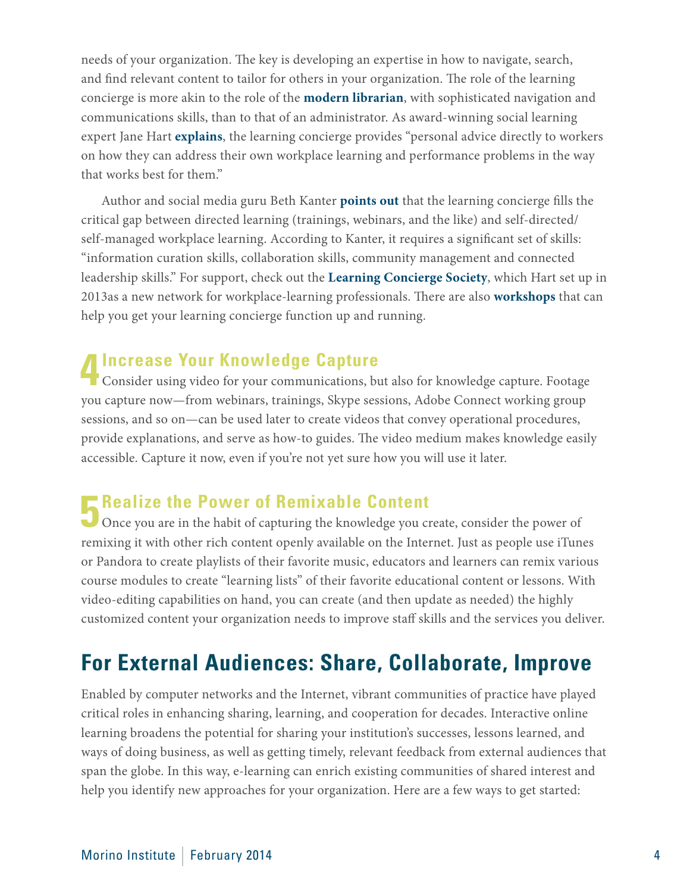needs of your organization. The key is developing an expertise in how to navigate, search, and find relevant content to tailor for others in your organization. The role of the learning concierge is more akin to the role of the **modern librarian**, with sophisticated navigation and communications skills, than to that of an administrator. As award-winning social learning expert Jane Hart **explains**, the learning concierge provides "personal advice directly to workers on how they can address their own workplace learning and performance problems in the way that works best for them."

Author and social media guru Beth Kanter **points out** that the learning concierge fills the critical gap between directed learning (trainings, webinars, and the like) and self-directed/self-managed workplace learning. According to Kanter, it requires a significant set of skills: "information curation skills, collaboration skills, community management and connected leadership skills." For support, check out the **Learning Concierge Society**, which Hart set up in 2013as a new network for workplace-learning professionals. There are also **workshops** that can help you get your learning concierge function up and running.

### 4 Increase Your Knowledge Capture

Consider using video for your communications, but also for knowledge capture. Footage you capture now—from webinars, trainings, Skype sessions, Adobe Connect working group sessions, and so on—can be used later to create videos that convey operational procedures, provide explanations, and serve as how-to guides. The video medium makes knowledge easily accessible. Capture it now, even if you're not yet sure how you will use it later.

### 5 Realize the Power of Remixable Content

Once you are in the habit of capturing the knowledge you create, consider the power of remixing it with other rich content openly available on the Internet. Just as people use iTunes or Pandora to create playlists of their favorite music, educators and learners can remix various course modules to create "learning lists" of their favorite educational content or lessons. With video-editing capabilities on hand, you can create (and then update as needed) the highly customized content your organization needs to improve staff skills and the services you deliver.

## For External Audiences: Share, Collaborate, Improve

Enabled by computer networks and the Internet, vibrant communities of practice have played critical roles in enhancing sharing, learning, and cooperation for decades. Interactive online learning broadens the potential for sharing your institution's successes, lessons learned, and ways of doing business, as well as getting timely, relevant feedback from external audiences that span the globe. In this way, e-learning can enrich existing communities of shared interest and help you identify new approaches for your organization. Here are a few ways to get started: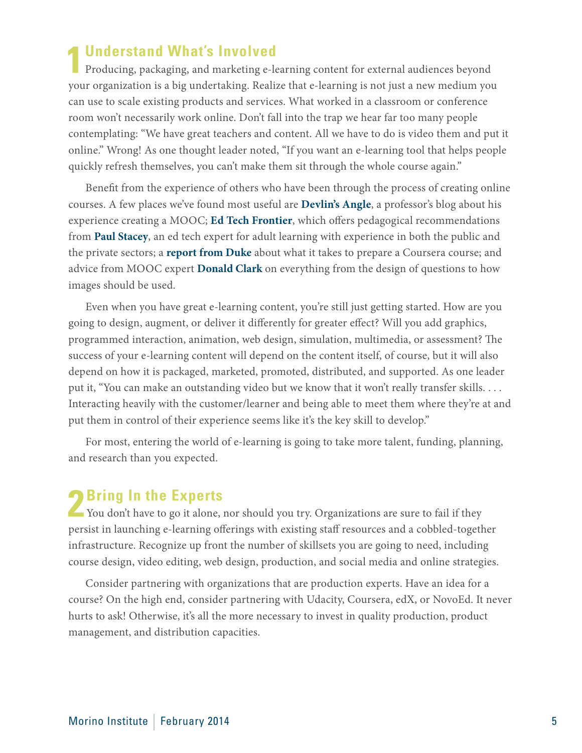## 1 Understand What's Involved

Producing, packaging, and marketing e-learning content for external audiences beyond your organization is a big undertaking. Realize that e-learning is not just a new medium you can use to scale existing products and services. What worked in a classroom or conference room won't necessarily work online. Don't fall into the trap we hear far too many people contemplating: "We have great teachers and content. All we have to do is video them and put it online." Wrong! As one thought leader noted, "If you want an e-learning tool that helps people quickly refresh themselves, you can't make them sit through the whole course again."

Benefit from the experience of others who have been through the process of creating online courses. A few places we've found most useful are **Devlin's Angle**, a professor's blog about his experience creating a MOOC; **Ed Tech Frontier**, which offers pedagogical recommendations from **Paul Stacey**, an ed tech expert for adult learning with experience in both the public and the private sectors; a **report from Duke** about what it takes to prepare a Coursera course; and advice from MOOC expert **Donald Clark** on everything from the design of questions to how images should be used.

Even when you have great e-learning content, you're still just getting started. How are you going to design, augment, or deliver it differently for greater effect? Will you add graphics, programmed interaction, animation, web design, simulation, multimedia, or assessment? The success of your e-learning content will depend on the content itself, of course, but it will also depend on how it is packaged, marketed, promoted, distributed, and supported. As one leader put it, "You can make an outstanding video but we know that it won't really transfer skills. . . . Interacting heavily with the customer/learner and being able to meet them where they're at and put them in control of their experience seems like it's the key skill to develop."

For most, entering the world of e-learning is going to take more talent, funding, planning, and research than you expected.

## 2 Bring In the Experts

You don't have to go it alone, nor should you try. Organizations are sure to fail if they persist in launching e-learning offerings with existing staff resources and a cobbled-together infrastructure. Recognize up front the number of skillsets you are going to need, including course design, video editing, web design, production, and social media and online strategies.

Consider partnering with organizations that are production experts. Have an idea for a course? On the high end, consider partnering with Udacity, Coursera, edX, or NovoEd. It never hurts to ask! Otherwise, it's all the more necessary to invest in quality production, product management, and distribution capacities.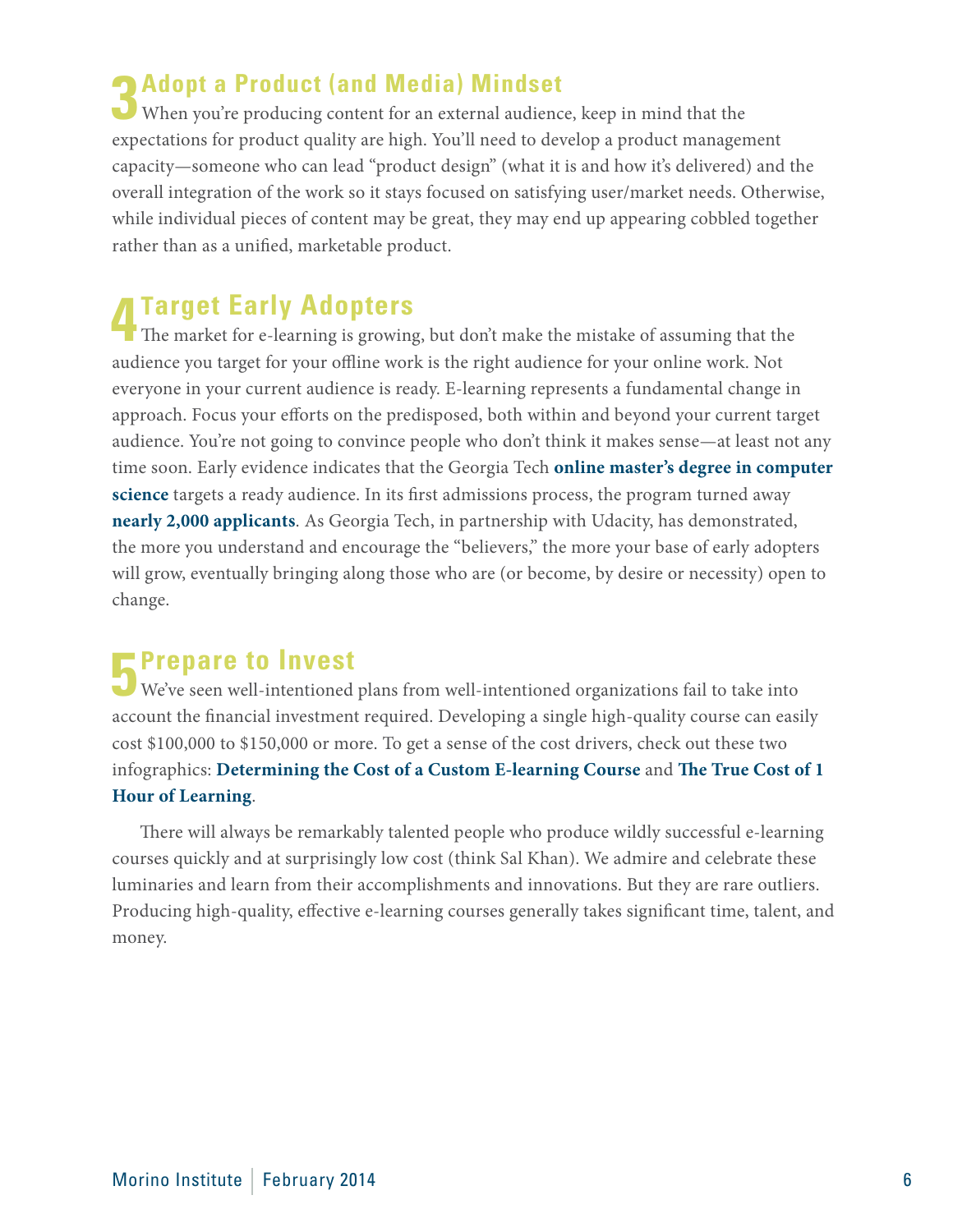## 3 Adopt a Product (and Media) Mindset

When you're producing content for an external audience, keep in mind that the expectations for product quality are high. You'll need to develop a product management capacity—someone who can lead "product design" (what it is and how it's delivered) and the overall integration of the work so it stays focused on satisfying user/market needs. Otherwise, while individual pieces of content may be great, they may end up appearing cobbled together rather than as a unified, marketable product.

## 4 Target Early Adopters

The market for e-learning is growing, but don't make the mistake of assuming that the audience you target for your offline work is the right audience for your online work. Not everyone in your current audience is ready. E-learning represents a fundamental change in approach. Focus your efforts on the predisposed, both within and beyond your current target audience. You're not going to convince people who don't think it makes sense—at least not any time soon. Early evidence indicates that the Georgia Tech **online master's degree in computer science** targets a ready audience. In its first admissions process, the program turned away **nearly 2,000 applicants**. As Georgia Tech, in partnership with Udacity, has demonstrated, the more you understand and encourage the "believers," the more your base of early adopters will grow, eventually bringing along those who are (or become, by desire or necessity) open to change.

## 5 Prepare to Invest

We've seen well-intentioned plans from well-intentioned organizations fail to take into account the financial investment required. Developing a single high-quality course can easily cost $100,000 to $150,000 or more. To get a sense of the cost drivers, check out these two infographics: **Determining the Cost of a Custom E-learning Course** and **The True Cost of 1 Hour of Learning**.

There will always be remarkably talented people who produce wildly successful e-learning courses quickly and at surprisingly low cost (think Sal Khan). We admire and celebrate these luminaries and learn from their accomplishments and innovations. But they are rare outliers. Producing high-quality, effective e-learning courses generally takes significant time, talent, and money.